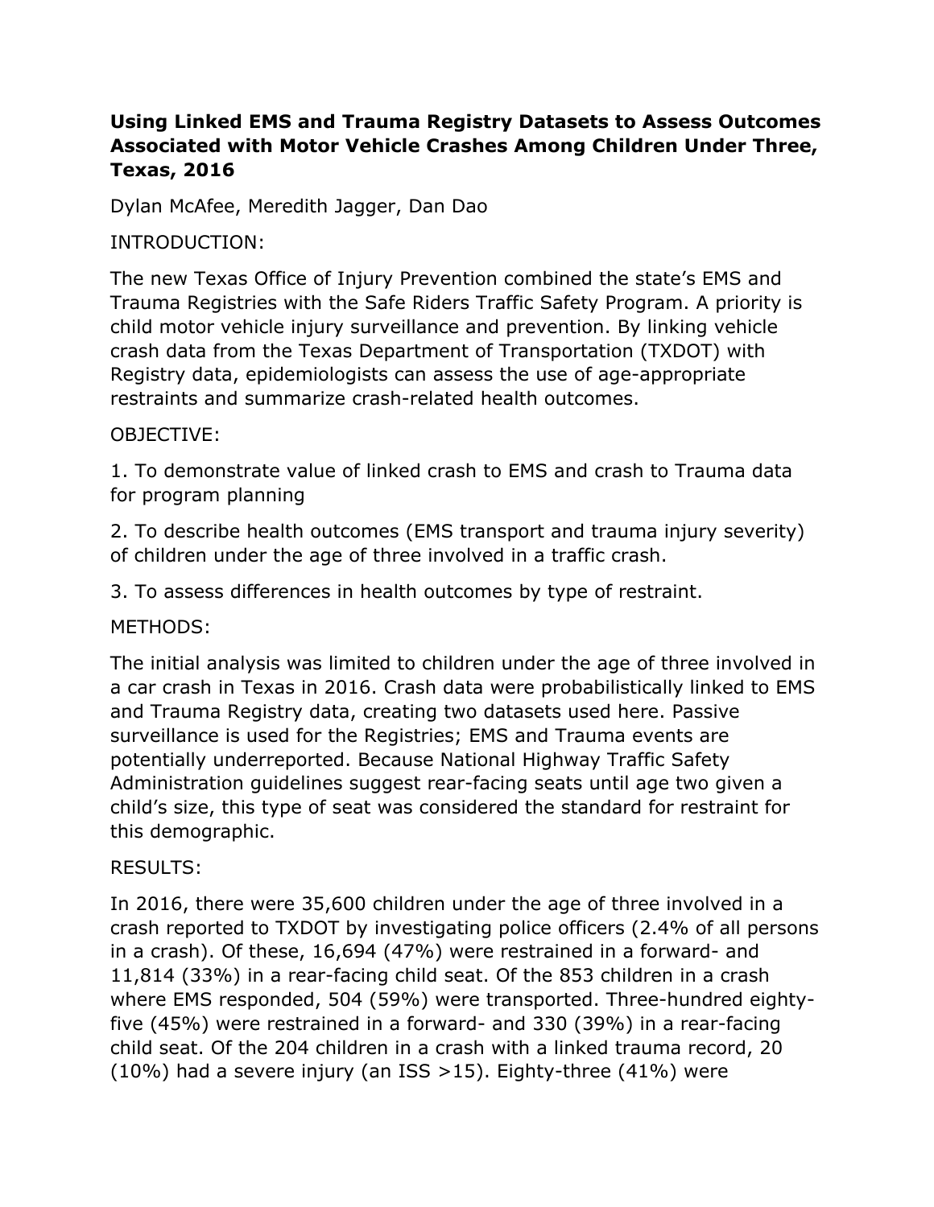# Using Linked EMS and Trauma Registry Datasets to Assess Outcomes Associated with Motor Vehicle Crashes Among Children Under Three, Texas, 2016

Dylan McAfee, Meredith Jagger, Dan Dao

INTRODUCTION:

The new Texas Office of Injury Prevention combined the state's EMS and Trauma Registries with the Safe Riders Traffic Safety Program. A priority is child motor vehicle injury surveillance and prevention. By linking vehicle crash data from the Texas Department of Transportation (TXDOT) with Registry data, epidemiologists can assess the use of age-appropriate restraints and summarize crash-related health outcomes.

OBJECTIVE:

1. To demonstrate value of linked crash to EMS and crash to Trauma data for program planning

2. To describe health outcomes (EMS transport and trauma injury severity) of children under the age of three involved in a traffic crash.

3. To assess differences in health outcomes by type of restraint.

METHODS:

The initial analysis was limited to children under the age of three involved in a car crash in Texas in 2016. Crash data were probabilistically linked to EMS and Trauma Registry data, creating two datasets used here. Passive surveillance is used for the Registries; EMS and Trauma events are potentially underreported. Because National Highway Traffic Safety Administration guidelines suggest rear-facing seats until age two given a child's size, this type of seat was considered the standard for restraint for this demographic.

RESULTS:

In 2016, there were 35,600 children under the age of three involved in a crash reported to TXDOT by investigating police officers (2.4% of all persons in a crash). Of these, 16,694 (47%) were restrained in a forward- and 11,814 (33%) in a rear-facing child seat. Of the 853 children in a crash where EMS responded, 504 (59%) were transported. Three-hundred eighty-five (45%) were restrained in a forward- and 330 (39%) in a rear-facing child seat. Of the 204 children in a crash with a linked trauma record, 20 (10%) had a severe injury (an ISS >15). Eighty-three (41%) were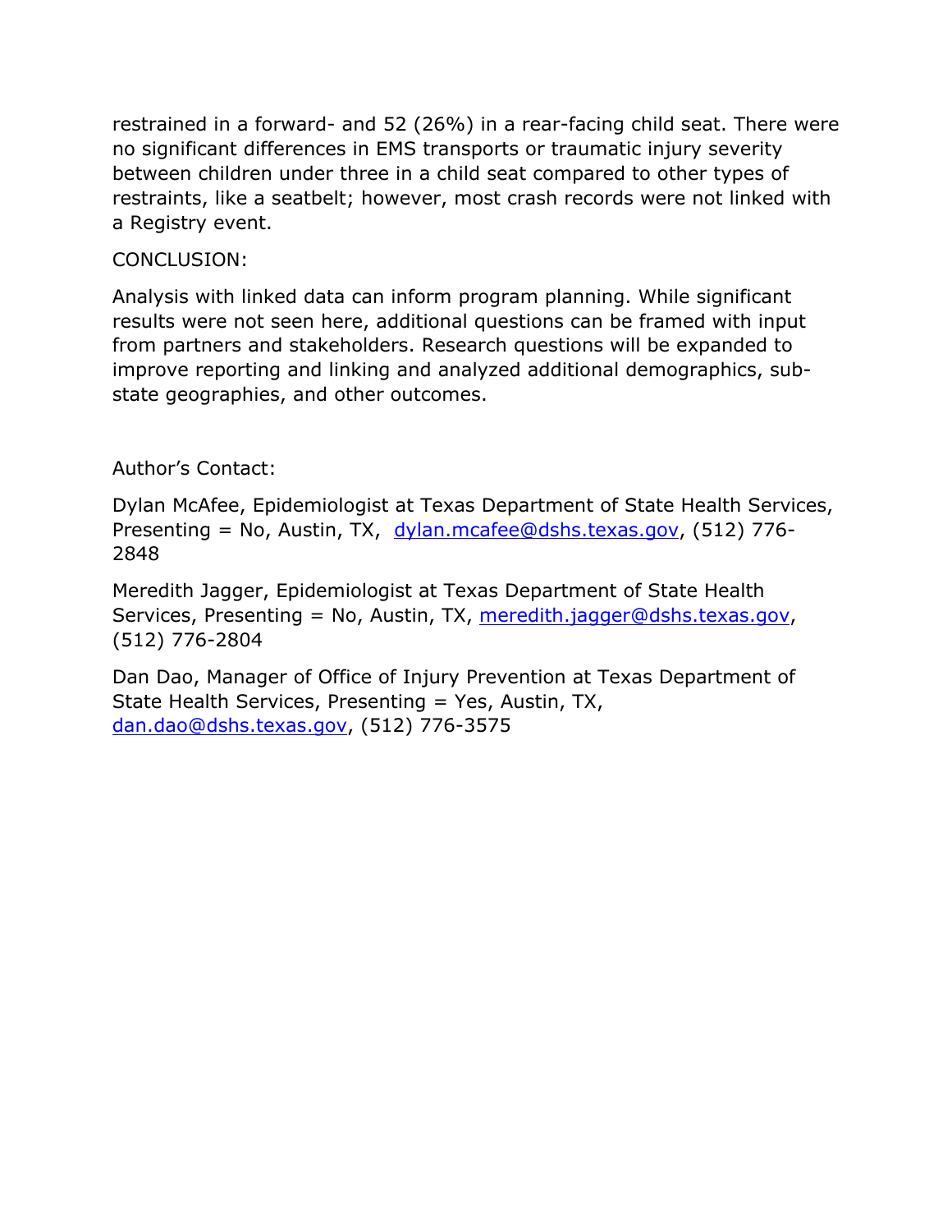restrained in a forward- and 52 (26%) in a rear-facing child seat. There were no significant differences in EMS transports or traumatic injury severity between children under three in a child seat compared to other types of restraints, like a seatbelt; however, most crash records were not linked with a Registry event.

CONCLUSION:

Analysis with linked data can inform program planning. While significant results were not seen here, additional questions can be framed with input from partners and stakeholders. Research questions will be expanded to improve reporting and linking and analyzed additional demographics, sub-state geographies, and other outcomes.

Author's Contact:

Dylan McAfee, Epidemiologist at Texas Department of State Health Services, Presenting = No, Austin, TX, dylan.mcafee@dshs.texas.gov, (512) 776-2848

Meredith Jagger, Epidemiologist at Texas Department of State Health Services, Presenting = No, Austin, TX, meredith.jagger@dshs.texas.gov, (512) 776-2804

Dan Dao, Manager of Office of Injury Prevention at Texas Department of State Health Services, Presenting = Yes, Austin, TX, dan.dao@dshs.texas.gov, (512) 776-3575